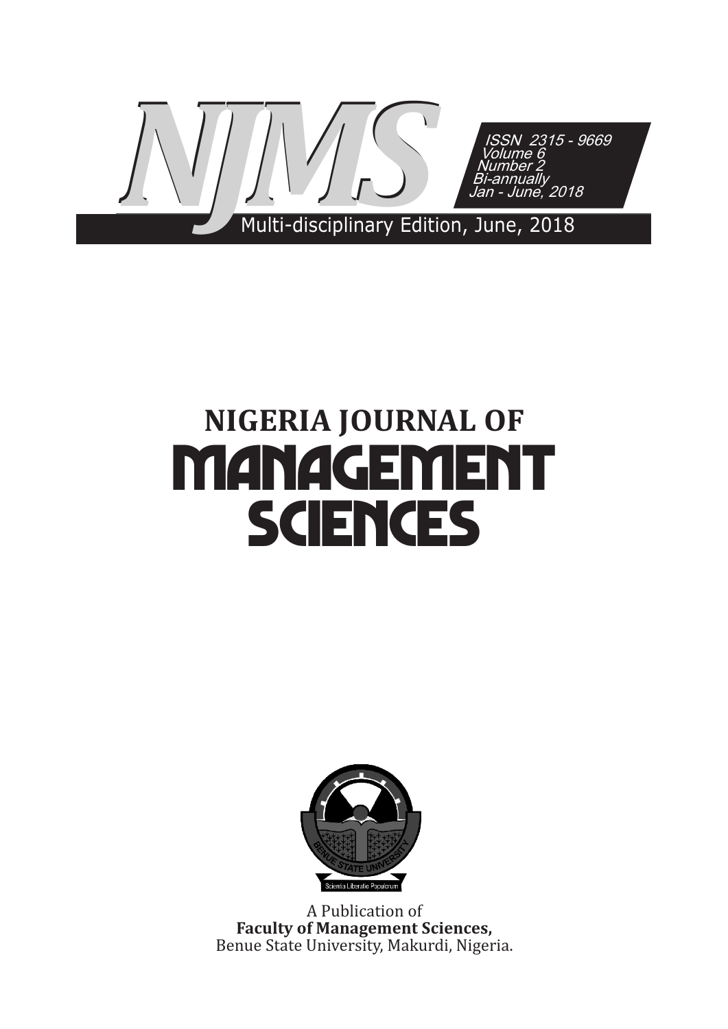# NJMS

ISSN 2315 - 9669
Volume 6
Number 2
Bi-annually
Jan - June, 2018

Multi-disciplinary Edition, June, 2018

# NIGERIA JOURNAL OF MANAGEMENT SCIENCES

BENUE STATE UNIVERSITY

Scientia Liberatio Populorum

A Publication of
**Faculty of Management Sciences,**
Benue State University, Makurdi, Nigeria.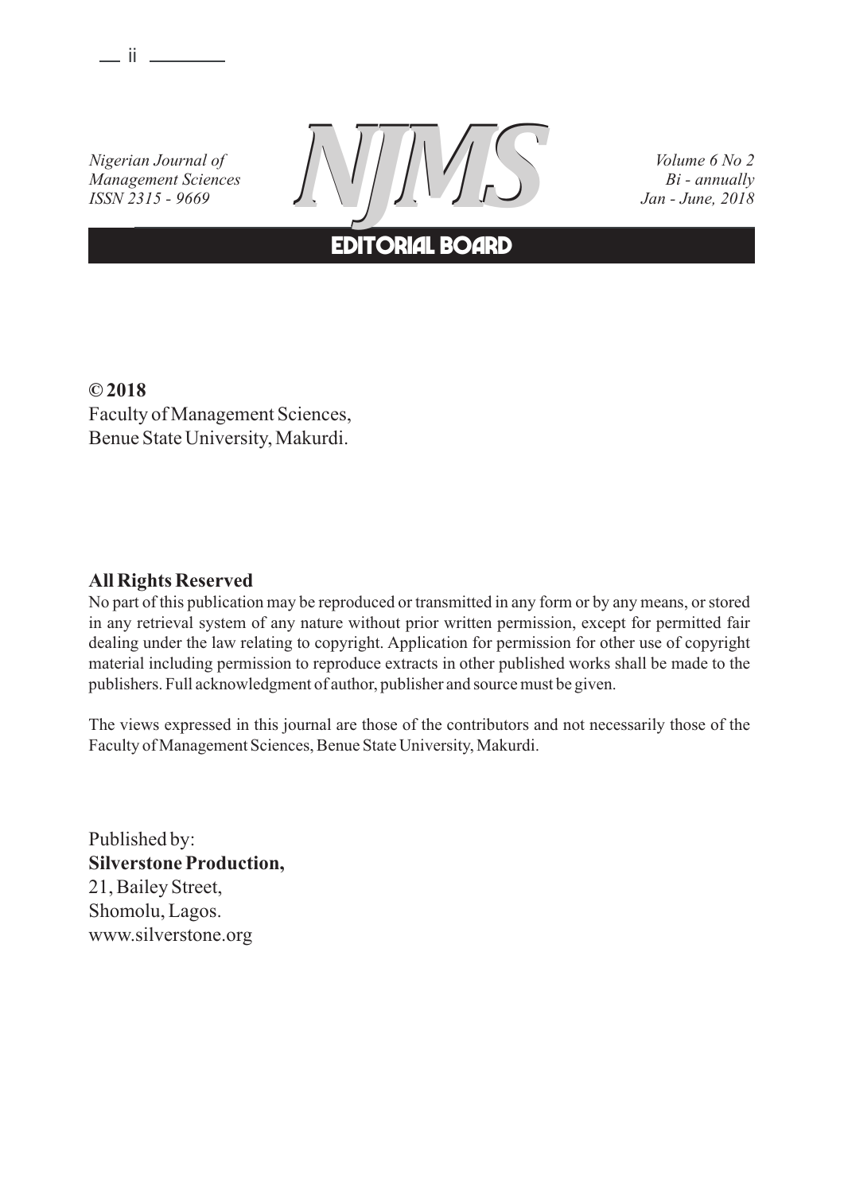## EDITORIAL BOARD

**© 2018**
Faculty of Management Sciences,
Benue State University, Makurdi.

**All Rights Reserved**

No part of this publication may be reproduced or transmitted in any form or by any means, or stored in any retrieval system of any nature without prior written permission, except for permitted fair dealing under the law relating to copyright. Application for permission for other use of copyright material including permission to reproduce extracts in other published works shall be made to the publishers. Full acknowledgment of author, publisher and source must be given.

The views expressed in this journal are those of the contributors and not necessarily those of the Faculty of Management Sciences, Benue State University, Makurdi.

Published by:
**Silverstone Production,**
21, Bailey Street,
Shomolu, Lagos.
www.silverstone.org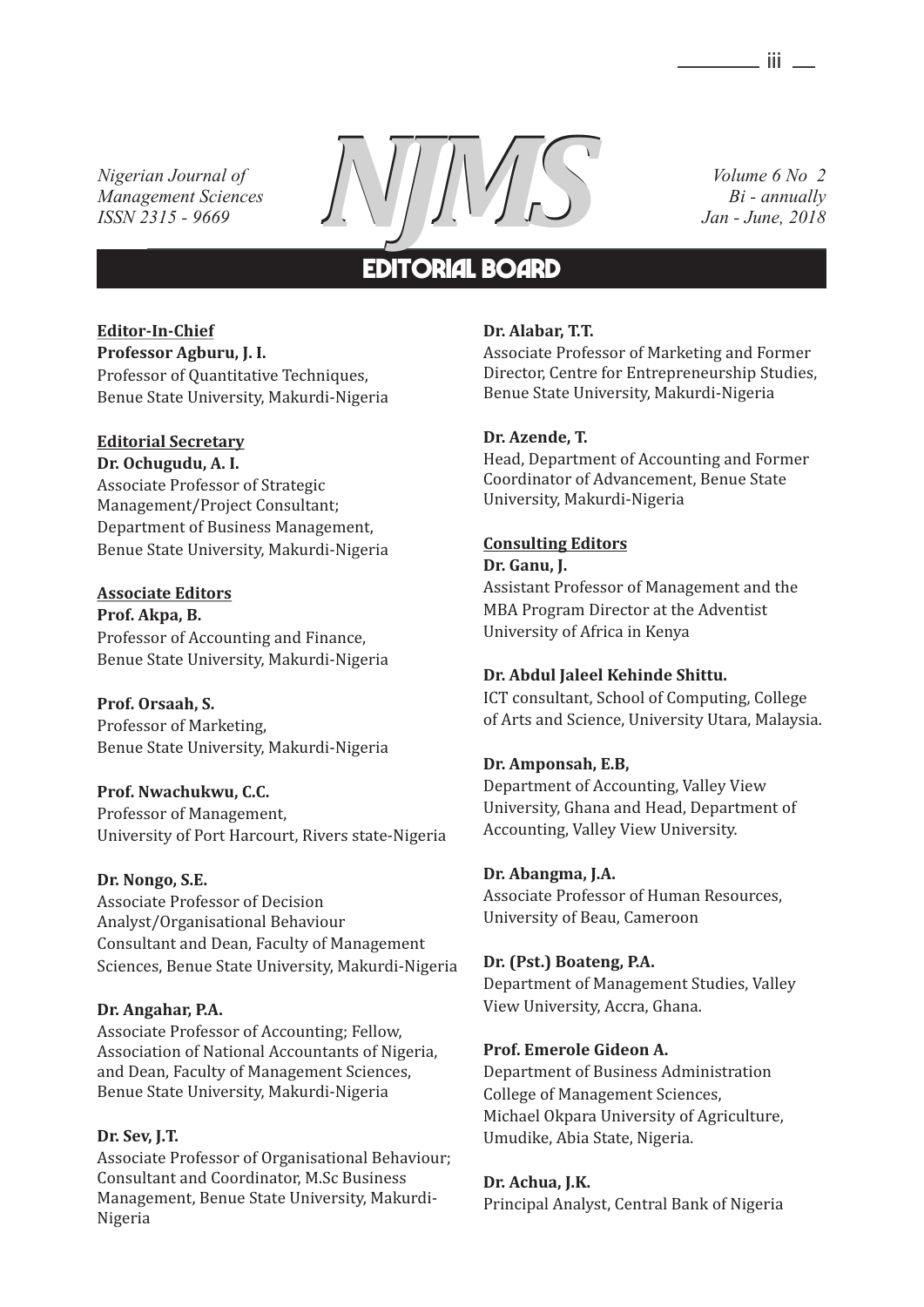# EDITORIAL BOARD

**Editor-In-Chief**
**Professor Agburu, J. I.**
Professor of Quantitative Techniques,
Benue State University, Makurdi-Nigeria

**Editorial Secretary**
**Dr. Ochugudu, A. I.**
Associate Professor of Strategic Management/Project Consultant;
Department of Business Management,
Benue State University, Makurdi-Nigeria

**Associate Editors**

**Prof. Akpa, B.**
Professor of Accounting and Finance,
Benue State University, Makurdi-Nigeria

**Prof. Orsaah, S.**
Professor of Marketing,
Benue State University, Makurdi-Nigeria

**Prof. Nwachukwu, C.C.**
Professor of Management,
University of Port Harcourt, Rivers state-Nigeria

**Dr. Nongo, S.E.**
Associate Professor of Decision Analyst/Organisational Behaviour Consultant and Dean, Faculty of Management Sciences, Benue State University, Makurdi-Nigeria

**Dr. Angahar, P.A.**
Associate Professor of Accounting; Fellow, Association of National Accountants of Nigeria, and Dean, Faculty of Management Sciences, Benue State University, Makurdi-Nigeria

**Dr. Sev, J.T.**
Associate Professor of Organisational Behaviour; Consultant and Coordinator, M.Sc Business Management, Benue State University, Makurdi-Nigeria

**Dr. Alabar, T.T.**
Associate Professor of Marketing and Former Director, Centre for Entrepreneurship Studies, Benue State University, Makurdi-Nigeria

**Dr. Azende, T.**
Head, Department of Accounting and Former Coordinator of Advancement, Benue State University, Makurdi-Nigeria

**Consulting Editors**

**Dr. Ganu, J.**
Assistant Professor of Management and the MBA Program Director at the Adventist University of Africa in Kenya

**Dr. Abdul Jaleel Kehinde Shittu.**
ICT consultant, School of Computing, College of Arts and Science, University Utara, Malaysia.

**Dr. Amponsah, E.B,**
Department of Accounting, Valley View University, Ghana and Head, Department of Accounting, Valley View University.

**Dr. Abangma, J.A.**
Associate Professor of Human Resources, University of Beau, Cameroon

**Dr. (Pst.) Boateng, P.A.**
Department of Management Studies, Valley View University, Accra, Ghana.

**Prof. Emerole Gideon A.**
Department of Business Administration
College of Management Sciences,
Michael Okpara University of Agriculture, Umudike, Abia State, Nigeria.

**Dr. Achua, J.K.**
Principal Analyst, Central Bank of Nigeria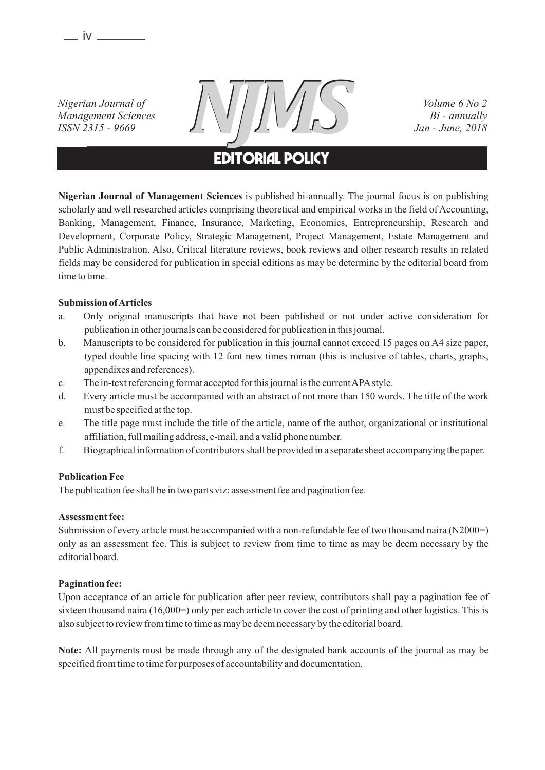# EDITORIAL POLICY

**Nigerian Journal of Management Sciences** is published bi-annually. The journal focus is on publishing scholarly and well researched articles comprising theoretical and empirical works in the field of Accounting, Banking, Management, Finance, Insurance, Marketing, Economics, Entrepreneurship, Research and Development, Corporate Policy, Strategic Management, Project Management, Estate Management and Public Administration. Also, Critical literature reviews, book reviews and other research results in related fields may be considered for publication in special editions as may be determine by the editorial board from time to time.

**Submission of Articles**

a. Only original manuscripts that have not been published or not under active consideration for publication in other journals can be considered for publication in this journal.
b. Manuscripts to be considered for publication in this journal cannot exceed 15 pages on A4 size paper, typed double line spacing with 12 font new times roman (this is inclusive of tables, charts, graphs, appendixes and references).
c. The in-text referencing format accepted for this journal is the current APA style.
d. Every article must be accompanied with an abstract of not more than 150 words. The title of the work must be specified at the top.
e. The title page must include the title of the article, name of the author, organizational or institutional affiliation, full mailing address, e-mail, and a valid phone number.
f. Biographical information of contributors shall be provided in a separate sheet accompanying the paper.

**Publication Fee**

The publication fee shall be in two parts viz: assessment fee and pagination fee.

**Assessment fee:**

Submission of every article must be accompanied with a non-refundable fee of two thousand naira (N2000=) only as an assessment fee. This is subject to review from time to time as may be deem necessary by the editorial board.

**Pagination fee:**

Upon acceptance of an article for publication after peer review, contributors shall pay a pagination fee of sixteen thousand naira (16,000=) only per each article to cover the cost of printing and other logistics. This is also subject to review from time to time as may be deem necessary by the editorial board.

**Note:** All payments must be made through any of the designated bank accounts of the journal as may be specified from time to time for purposes of accountability and documentation.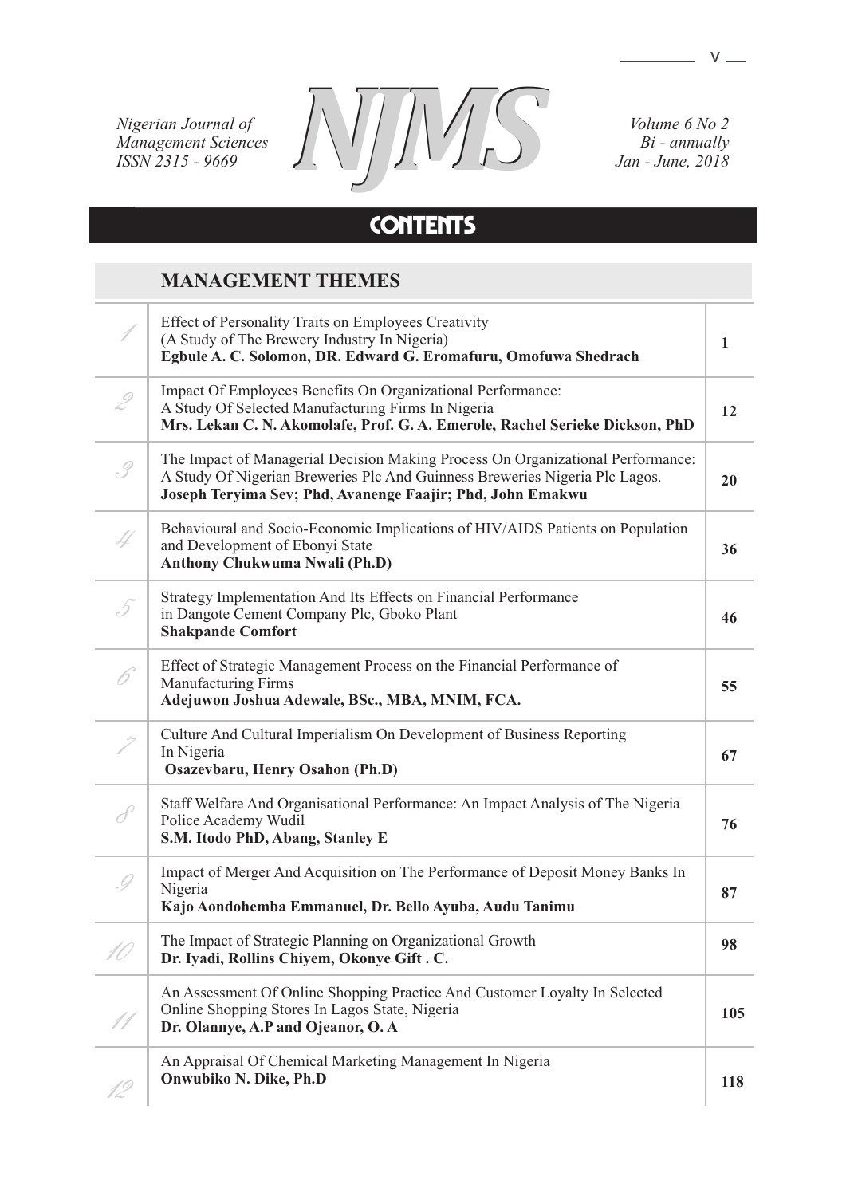*Nigerian Journal of Management Sciences*
*ISSN 2315 - 9669*

**NJMS**

*Volume 6 No 2*
*Bi - annually*
*Jan - June, 2018*

# CONTENTS

## MANAGEMENT THEMES

| | | |
|---|---|---|
| 1 | Effect of Personality Traits on Employees Creativity (A Study of The Brewery Industry In Nigeria) **Egbule A. C. Solomon, DR. Edward G. Eromafuru, Omofuwa Shedrach** | **1** |
| 2 | Impact Of Employees Benefits On Organizational Performance: A Study Of Selected Manufacturing Firms In Nigeria **Mrs. Lekan C. N. Akomolafe, Prof. G. A. Emerole, Rachel Serieke Dickson, PhD** | **12** |
| 3 | The Impact of Managerial Decision Making Process On Organizational Performance: A Study Of Nigerian Breweries Plc And Guinness Breweries Nigeria Plc Lagos. **Joseph Teryima Sev; Phd, Avanenge Faajir; Phd, John Emakwu** | **20** |
| 4 | Behavioural and Socio-Economic Implications of HIV/AIDS Patients on Population and Development of Ebonyi State **Anthony Chukwuma Nwali (Ph.D)** | **36** |
| 5 | Strategy Implementation And Its Effects on Financial Performance in Dangote Cement Company Plc, Gboko Plant **Shakpande Comfort** | **46** |
| 6 | Effect of Strategic Management Process on the Financial Performance of Manufacturing Firms **Adejuwon Joshua Adewale, BSc., MBA, MNIM, FCA.** | **55** |
| 7 | Culture And Cultural Imperialism On Development of Business Reporting In Nigeria **Osazevbaru, Henry Osahon (Ph.D)** | **67** |
| 8 | Staff Welfare And Organisational Performance: An Impact Analysis of The Nigeria Police Academy Wudil **S.M. Itodo PhD, Abang, Stanley E** | **76** |
| 9 | Impact of Merger And Acquisition on The Performance of Deposit Money Banks In Nigeria **Kajo Aondohemba Emmanuel, Dr. Bello Ayuba, Audu Tanimu** | **87** |
| 10 | The Impact of Strategic Planning on Organizational Growth **Dr. Iyadi, Rollins Chiyem, Okonye Gift . C.** | **98** |
| 11 | An Assessment Of Online Shopping Practice And Customer Loyalty In Selected Online Shopping Stores In Lagos State, Nigeria **Dr. Olannye, A.P and Ojeanor, O. A** | **105** |
| 12 | An Appraisal Of Chemical Marketing Management In Nigeria **Onwubiko N. Dike, Ph.D** | **118** |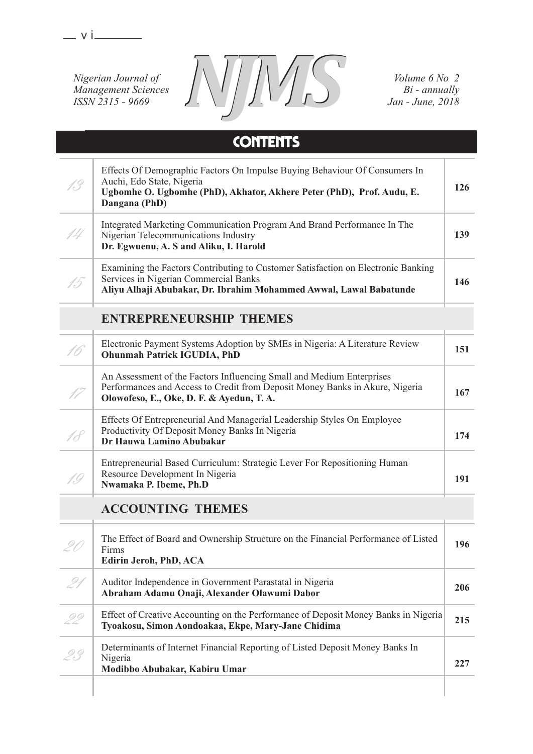Nigerian Journal of Management Sciences
ISSN 2315 - 9669

**NJMS**

Volume 6 No 2
Bi - annually
Jan - June, 2018

# CONTENTS

| No. | Title / Authors | Page |
|---|---|---|
| 13 | Effects Of Demographic Factors On Impulse Buying Behaviour Of Consumers In Auchi, Edo State, Nigeria **Ugbomhe O. Ugbomhe (PhD), Akhator, Akhere Peter (PhD), Prof. Audu, E. Dangana (PhD)** | 126 |
| 14 | Integrated Marketing Communication Program And Brand Performance In The Nigerian Telecommunications Industry **Dr. Egwuenu, A. S and Aliku, I. Harold** | 139 |
| 15 | Examining the Factors Contributing to Customer Satisfaction on Electronic Banking Services in Nigerian Commercial Banks **Aliyu Alhaji Abubakar, Dr. Ibrahim Mohammed Awwal, Lawal Babatunde** | 146 |
| | **ENTREPRENEURSHIP THEMES** | |
| 16 | Electronic Payment Systems Adoption by SMEs in Nigeria: A Literature Review **Ohunmah Patrick IGUDIA, PhD** | 151 |
| 17 | An Assessment of the Factors Influencing Small and Medium Enterprises Performances and Access to Credit from Deposit Money Banks in Akure, Nigeria **Olowofeso, E., Oke, D. F. & Ayedun, T. A.** | 167 |
| 18 | Effects Of Entrepreneurial And Managerial Leadership Styles On Employee Productivity Of Deposit Money Banks In Nigeria **Dr Hauwa Lamino Abubakar** | 174 |
| 19 | Entrepreneurial Based Curriculum: Strategic Lever For Repositioning Human Resource Development In Nigeria **Nwamaka P. Ibeme, Ph.D** | 191 |
| | **ACCOUNTING THEMES** | |
| 20 | The Effect of Board and Ownership Structure on the Financial Performance of Listed Firms **Edirin Jeroh, PhD, ACA** | 196 |
| 21 | Auditor Independence in Government Parastatal in Nigeria **Abraham Adamu Onaji, Alexander Olawumi Dabor** | 206 |
| 22 | Effect of Creative Accounting on the Performance of Deposit Money Banks in Nigeria **Tyoakosu, Simon Aondoakaa, Ekpe, Mary-Jane Chidima** | 215 |
| 23 | Determinants of Internet Financial Reporting of Listed Deposit Money Banks In Nigeria **Modibbo Abubakar, Kabiru Umar** | 227 |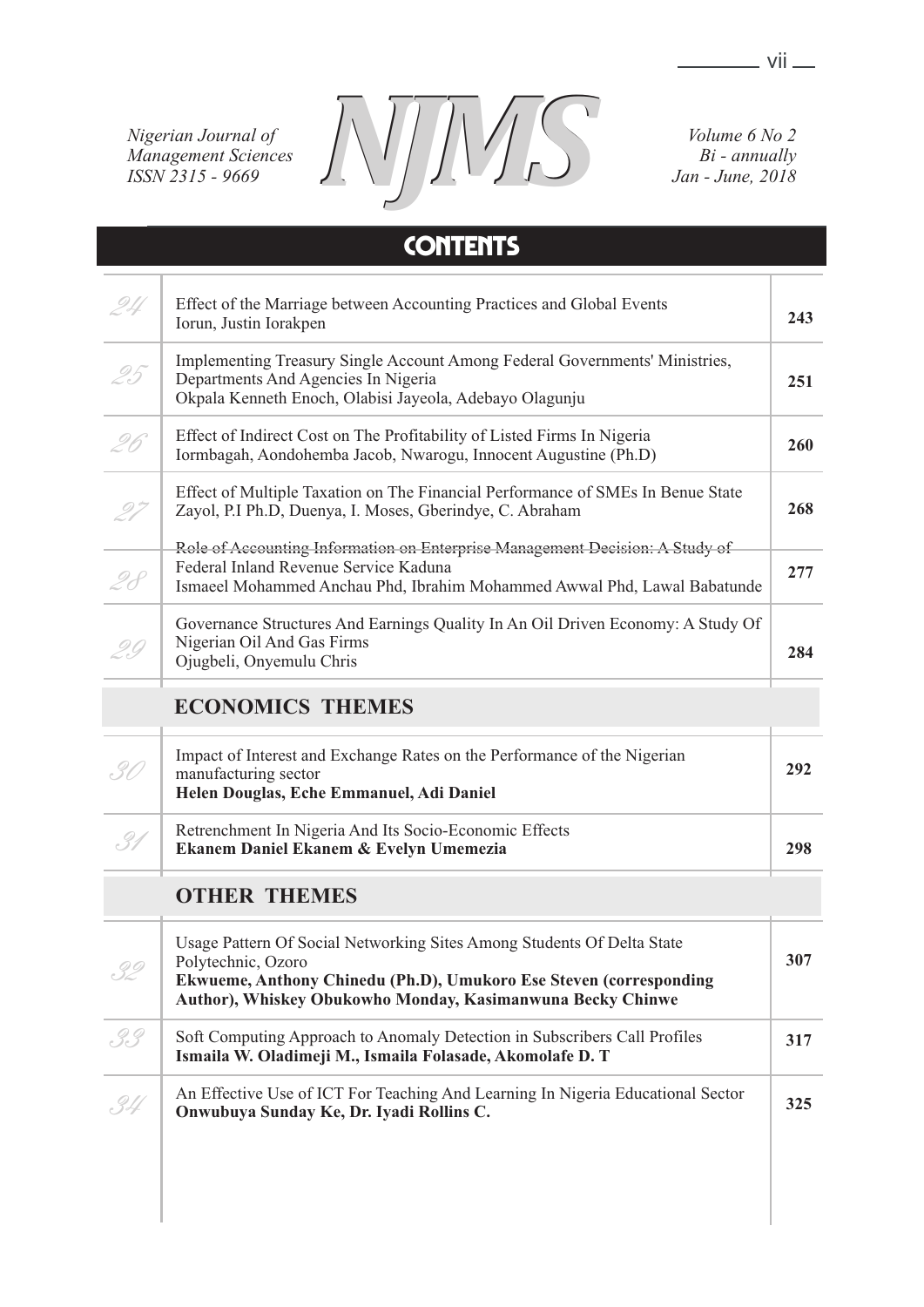Nigerian Journal of Management Sciences
ISSN 2315 - 9669

# NJMS

Volume 6 No 2
Bi - annually
Jan - June, 2018

## CONTENTS

| | | |
|---|---|---|
| 24 | Effect of the Marriage between Accounting Practices and Global Events<br>Iorun, Justin Iorakpen | **243** |
| 25 | Implementing Treasury Single Account Among Federal Governments' Ministries, Departments And Agencies In Nigeria<br>Okpala Kenneth Enoch, Olabisi Jayeola, Adebayo Olagunju | **251** |
| 26 | Effect of Indirect Cost on The Profitability of Listed Firms In Nigeria<br>Iormbagah, Aondohemba Jacob, Nwarogu, Innocent Augustine (Ph.D) | **260** |
| 27 | Effect of Multiple Taxation on The Financial Performance of SMEs In Benue State<br>Zayol, P.I Ph.D, Duenya, I. Moses, Gberindye, C. Abraham | **268** |
| 28 | Role of Accounting Information on Enterprise Management Decision: A Study of Federal Inland Revenue Service Kaduna<br>Ismaeel Mohammed Anchau Phd, Ibrahim Mohammed Awwal Phd, Lawal Babatunde | **277** |
| 29 | Governance Structures And Earnings Quality In An Oil Driven Economy: A Study Of Nigerian Oil And Gas Firms<br>Ojugbeli, Onyemulu Chris | **284** |

### ECONOMICS THEMES

| | | |
|---|---|---|
| 30 | Impact of Interest and Exchange Rates on the Performance of the Nigerian manufacturing sector<br>**Helen Douglas, Eche Emmanuel, Adi Daniel** | **292** |
| 31 | Retrenchment In Nigeria And Its Socio-Economic Effects<br>**Ekanem Daniel Ekanem & Evelyn Umemezia** | **298** |

### OTHER THEMES

| | | |
|---|---|---|
| 32 | Usage Pattern Of Social Networking Sites Among Students Of Delta State Polytechnic, Ozoro<br>**Ekwueme, Anthony Chinedu (Ph.D), Umukoro Ese Steven (corresponding Author), Whiskey Obukowho Monday, Kasimanwuna Becky Chinwe** | **307** |
| 33 | Soft Computing Approach to Anomaly Detection in Subscribers Call Profiles<br>**Ismaila W. Oladimeji M., Ismaila Folasade, Akomolafe D. T** | **317** |
| 34 | An Effective Use of ICT For Teaching And Learning In Nigeria Educational Sector<br>**Onwubuya Sunday Ke, Dr. Iyadi Rollins C.** | **325** |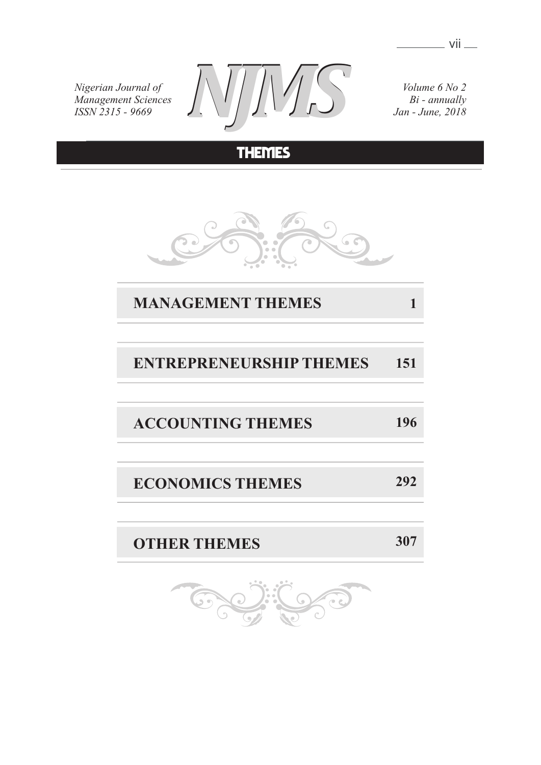# THEMES

| | |
|---|---|
| **MANAGEMENT THEMES** | 1 |
| **ENTREPRENEURSHIP THEMES** | 151 |
| **ACCOUNTING THEMES** | 196 |
| **ECONOMICS THEMES** | 292 |
| **OTHER THEMES** | 307 |